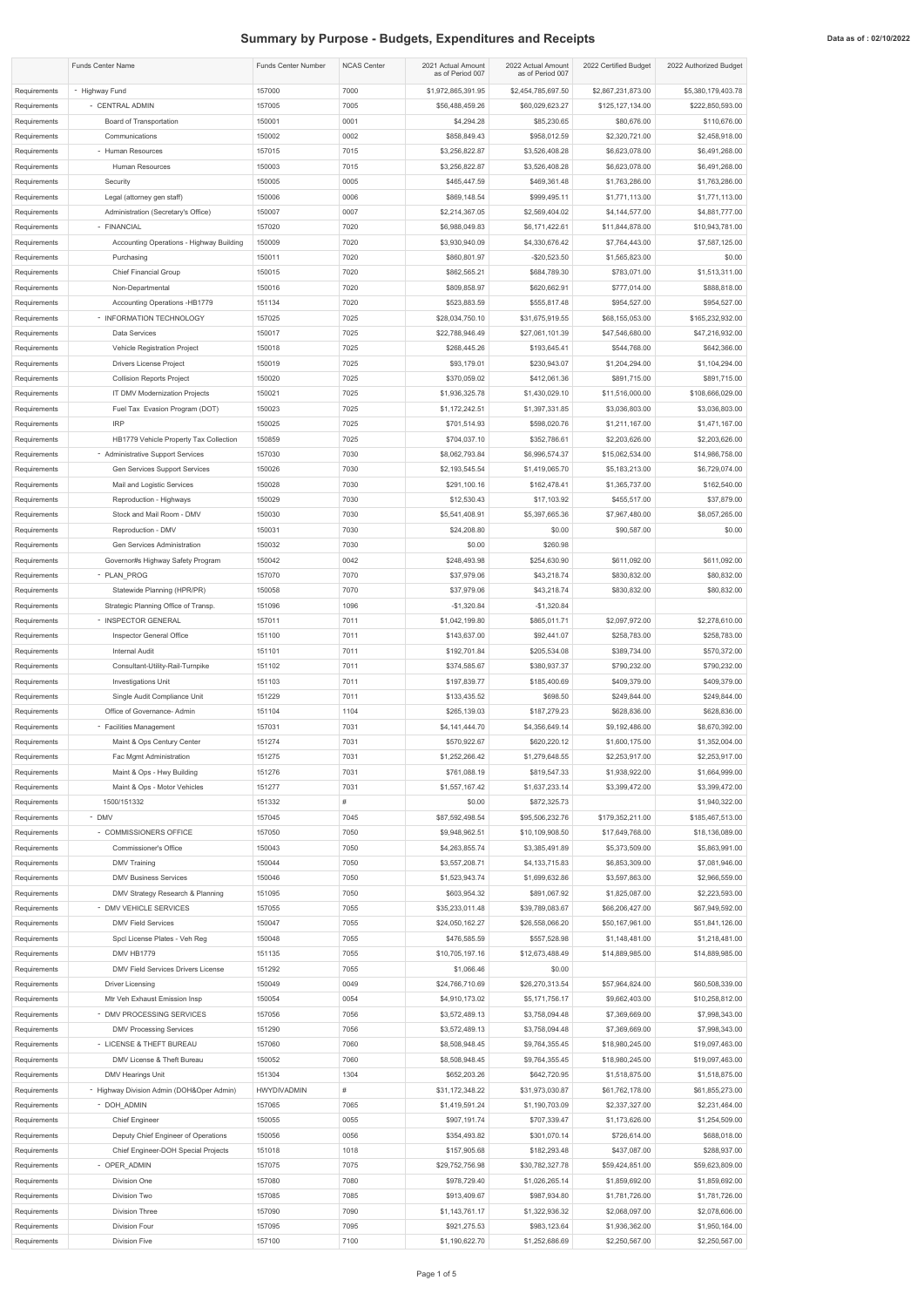# Summary by Purpose - Budgets, Expenditures and Receipts

Data as of : 02/10/2022

| | Funds Center Name | Funds Center Number | NCAS Center | 2021 Actual Amount as of Period 007 | 2022 Actual Amount as of Period 007 | 2022 Certified Budget | 2022 Authorized Budget |
|---|---|---|---|---|---|---|---|
| Requirements | - Highway Fund | 157000 | 7000 | $1,972,865,391.95 | $2,454,785,697.50 | $2,867,231,873.00 | $5,380,179,403.78 |
| Requirements | - CENTRAL ADMIN | 157005 | 7005 | $56,488,459.26 | $60,029,623.27 | $125,127,134.00 | $222,850,593.00 |
| Requirements | Board of Transportation | 150001 | 0001 | $4,294.28 | $85,230.65 | $80,676.00 | $110,676.00 |
| Requirements | Communications | 150002 | 0002 | $858,849.43 | $958,012.59 | $2,320,721.00 | $2,458,918.00 |
| Requirements | - Human Resources | 157015 | 7015 | $3,256,822.87 | $3,526,408.28 | $6,623,078.00 | $6,491,268.00 |
| Requirements | Human Resources | 150003 | 7015 | $3,256,822.87 | $3,526,408.28 | $6,623,078.00 | $6,491,268.00 |
| Requirements | Security | 150005 | 0005 | $465,447.59 | $469,361.48 | $1,763,286.00 | $1,763,286.00 |
| Requirements | Legal (attorney gen staff) | 150006 | 0006 | $869,148.54 | $999,495.11 | $1,771,113.00 | $1,771,113.00 |
| Requirements | Administration (Secretary's Office) | 150007 | 0007 | $2,214,367.05 | $2,569,404.02 | $4,144,577.00 | $4,881,777.00 |
| Requirements | - FINANCIAL | 157020 | 7020 | $6,988,049.83 | $6,171,422.61 | $11,844,878.00 | $10,943,781.00 |
| Requirements | Accounting Operations - Highway Building | 150009 | 7020 | $3,930,940.09 | $4,330,676.42 | $7,764,443.00 | $7,587,125.00 |
| Requirements | Purchasing | 150011 | 7020 | $860,801.97 | -$20,523.50 | $1,565,823.00 | $0.00 |
| Requirements | Chief Financial Group | 150015 | 7020 | $862,565.21 | $684,789.30 | $783,071.00 | $1,513,311.00 |
| Requirements | Non-Departmental | 150016 | 7020 | $809,858.97 | $620,662.91 | $777,014.00 | $888,818.00 |
| Requirements | Accounting Operations -HB1779 | 151134 | 7020 | $523,883.59 | $555,817.48 | $954,527.00 | $954,527.00 |
| Requirements | - INFORMATION TECHNOLOGY | 157025 | 7025 | $28,034,750.10 | $31,675,919.55 | $68,155,053.00 | $165,232,932.00 |
| Requirements | Data Services | 150017 | 7025 | $22,788,946.49 | $27,061,101.39 | $47,546,680.00 | $47,216,932.00 |
| Requirements | Vehicle Registration Project | 150018 | 7025 | $268,445.26 | $193,645.41 | $544,768.00 | $642,366.00 |
| Requirements | Drivers License Project | 150019 | 7025 | $93,179.01 | $230,943.07 | $1,204,294.00 | $1,104,294.00 |
| Requirements | Collision Reports Project | 150020 | 7025 | $370,059.02 | $412,061.36 | $891,715.00 | $891,715.00 |
| Requirements | IT DMV Modernization Projects | 150021 | 7025 | $1,936,325.78 | $1,430,029.10 | $11,516,000.00 | $108,666,029.00 |
| Requirements | Fuel Tax Evasion Program (DOT) | 150023 | 7025 | $1,172,242.51 | $1,397,331.85 | $3,036,803.00 | $3,036,803.00 |
| Requirements | IRP | 150025 | 7025 | $701,514.93 | $598,020.76 | $1,211,167.00 | $1,471,167.00 |
| Requirements | HB1779 Vehicle Property Tax Collection | 150859 | 7025 | $704,037.10 | $352,786.61 | $2,203,626.00 | $2,203,626.00 |
| Requirements | - Administrative Support Services | 157030 | 7030 | $8,062,793.84 | $6,996,574.37 | $15,062,534.00 | $14,986,758.00 |
| Requirements | Gen Services Support Services | 150026 | 7030 | $2,193,545.54 | $1,419,065.70 | $5,183,213.00 | $6,729,074.00 |
| Requirements | Mail and Logistic Services | 150028 | 7030 | $291,100.16 | $162,478.41 | $1,365,737.00 | $162,540.00 |
| Requirements | Reproduction - Highways | 150029 | 7030 | $12,530.43 | $17,103.92 | $455,517.00 | $37,879.00 |
| Requirements | Stock and Mail Room - DMV | 150030 | 7030 | $5,541,408.91 | $5,397,665.36 | $7,967,480.00 | $8,057,265.00 |
| Requirements | Reproduction - DMV | 150031 | 7030 | $24,208.80 | $0.00 | $90,587.00 | $0.00 |
| Requirements | Gen Services Administration | 150032 | 7030 | $0.00 | $260.98 | | |
| Requirements | Governor#s Highway Safety Program | 150042 | 0042 | $248,493.98 | $254,630.90 | $611,092.00 | $611,092.00 |
| Requirements | - PLAN_PROG | 157070 | 7070 | $37,979.06 | $43,218.74 | $830,832.00 | $80,832.00 |
| Requirements | Statewide Planning (HPR/PR) | 150058 | 7070 | $37,979.06 | $43,218.74 | $830,832.00 | $80,832.00 |
| Requirements | Strategic Planning Office of Transp. | 151096 | 1096 | -$1,320.84 | -$1,320.84 | | |
| Requirements | - INSPECTOR GENERAL | 157011 | 7011 | $1,042,199.80 | $865,011.71 | $2,097,972.00 | $2,278,610.00 |
| Requirements | Inspector General Office | 151100 | 7011 | $143,637.00 | $92,441.07 | $258,783.00 | $258,783.00 |
| Requirements | Internal Audit | 151101 | 7011 | $192,701.84 | $205,534.08 | $389,734.00 | $570,372.00 |
| Requirements | Consultant-Utility-Rail-Turnpike | 151102 | 7011 | $374,585.67 | $380,937.37 | $790,232.00 | $790,232.00 |
| Requirements | Investigations Unit | 151103 | 7011 | $197,839.77 | $185,400.69 | $409,379.00 | $409,379.00 |
| Requirements | Single Audit Compliance Unit | 151229 | 7011 | $133,435.52 | $698.50 | $249,844.00 | $249,844.00 |
| Requirements | Office of Governance- Admin | 151104 | 1104 | $265,139.03 | $187,279.23 | $628,836.00 | $628,836.00 |
| Requirements | - Facilities Management | 157031 | 7031 | $4,141,444.70 | $4,356,649.14 | $9,192,486.00 | $8,670,392.00 |
| Requirements | Maint & Ops Century Center | 151274 | 7031 | $570,922.67 | $620,220.12 | $1,600,175.00 | $1,352,004.00 |
| Requirements | Fac Mgmt Administration | 151275 | 7031 | $1,252,266.42 | $1,279,648.55 | $2,253,917.00 | $2,253,917.00 |
| Requirements | Maint & Ops - Hwy Building | 151276 | 7031 | $761,088.19 | $819,547.33 | $1,938,922.00 | $1,664,999.00 |
| Requirements | Maint & Ops - Motor Vehicles | 151277 | 7031 | $1,557,167.42 | $1,637,233.14 | $3,399,472.00 | $3,399,472.00 |
| Requirements | 1500/151332 | 151332 | # | $0.00 | $872,325.73 | | $1,940,322.00 |
| Requirements | - DMV | 157045 | 7045 | $87,592,498.54 | $95,506,232.76 | $179,352,211.00 | $185,467,513.00 |
| Requirements | - COMMISSIONERS OFFICE | 157050 | 7050 | $9,948,962.51 | $10,109,908.50 | $17,649,768.00 | $18,136,089.00 |
| Requirements | Commissioner's Office | 150043 | 7050 | $4,263,855.74 | $3,385,491.89 | $5,373,509.00 | $5,863,991.00 |
| Requirements | DMV Training | 150044 | 7050 | $3,557,208.71 | $4,133,715.83 | $6,853,309.00 | $7,081,946.00 |
| Requirements | DMV Business Services | 150046 | 7050 | $1,523,943.74 | $1,699,632.86 | $3,597,863.00 | $2,966,559.00 |
| Requirements | DMV Strategy Research & Planning | 151095 | 7050 | $603,954.32 | $891,067.92 | $1,825,087.00 | $2,223,593.00 |
| Requirements | - DMV VEHICLE SERVICES | 157055 | 7055 | $35,233,011.48 | $39,789,083.67 | $66,206,427.00 | $67,949,592.00 |
| Requirements | DMV Field Services | 150047 | 7055 | $24,050,162.27 | $26,558,066.20 | $50,167,961.00 | $51,841,126.00 |
| Requirements | Spcl License Plates - Veh Reg | 150048 | 7055 | $476,585.59 | $557,528.98 | $1,148,481.00 | $1,218,481.00 |
| Requirements | DMV HB1779 | 151135 | 7055 | $10,705,197.16 | $12,673,488.49 | $14,889,985.00 | $14,889,985.00 |
| Requirements | DMV Field Services Drivers License | 151292 | 7055 | $1,066.46 | $0.00 | | |
| Requirements | Driver Licensing | 150049 | 0049 | $24,766,710.69 | $26,270,313.54 | $57,964,824.00 | $60,508,339.00 |
| Requirements | Mtr Veh Exhaust Emission Insp | 150054 | 0054 | $4,910,173.02 | $5,171,756.17 | $9,662,403.00 | $10,258,812.00 |
| Requirements | - DMV PROCESSING SERVICES | 157056 | 7056 | $3,572,489.13 | $3,758,094.48 | $7,369,669.00 | $7,998,343.00 |
| Requirements | DMV Processing Services | 151290 | 7056 | $3,572,489.13 | $3,758,094.48 | $7,369,669.00 | $7,998,343.00 |
| Requirements | - LICENSE & THEFT BUREAU | 157060 | 7060 | $8,508,948.45 | $9,764,355.45 | $18,980,245.00 | $19,097,463.00 |
| Requirements | DMV License & Theft Bureau | 150052 | 7060 | $8,508,948.45 | $9,764,355.45 | $18,980,245.00 | $19,097,463.00 |
| Requirements | DMV Hearings Unit | 151304 | 1304 | $652,203.26 | $642,720.95 | $1,518,875.00 | $1,518,875.00 |
| Requirements | - Highway Division Admin (DOH&Oper Admin) | HWYDIVADMIN | # | $31,172,348.22 | $31,973,030.87 | $61,762,178.00 | $61,855,273.00 |
| Requirements | - DOH_ADMIN | 157065 | 7065 | $1,419,591.24 | $1,190,703.09 | $2,337,327.00 | $2,231,464.00 |
| Requirements | Chief Engineer | 150055 | 0055 | $907,191.74 | $707,339.47 | $1,173,626.00 | $1,254,509.00 |
| Requirements | Deputy Chief Engineer of Operations | 150056 | 0056 | $354,493.82 | $301,070.14 | $726,614.00 | $688,018.00 |
| Requirements | Chief Engineer-DOH Special Projects | 151018 | 1018 | $157,905.68 | $182,293.48 | $437,087.00 | $288,937.00 |
| Requirements | - OPER_ADMIN | 157075 | 7075 | $29,752,756.98 | $30,782,327.78 | $59,424,851.00 | $59,623,809.00 |
| Requirements | Division One | 157080 | 7080 | $978,729.40 | $1,026,265.14 | $1,859,692.00 | $1,859,692.00 |
| Requirements | Division Two | 157085 | 7085 | $913,409.67 | $987,934.80 | $1,781,726.00 | $1,781,726.00 |
| Requirements | Division Three | 157090 | 7090 | $1,143,761.17 | $1,322,936.32 | $2,068,097.00 | $2,078,606.00 |
| Requirements | Division Four | 157095 | 7095 | $921,275.53 | $983,123.64 | $1,936,362.00 | $1,950,164.00 |
| Requirements | Division Five | 157100 | 7100 | $1,190,622.70 | $1,252,686.69 | $2,250,567.00 | $2,250,567.00 |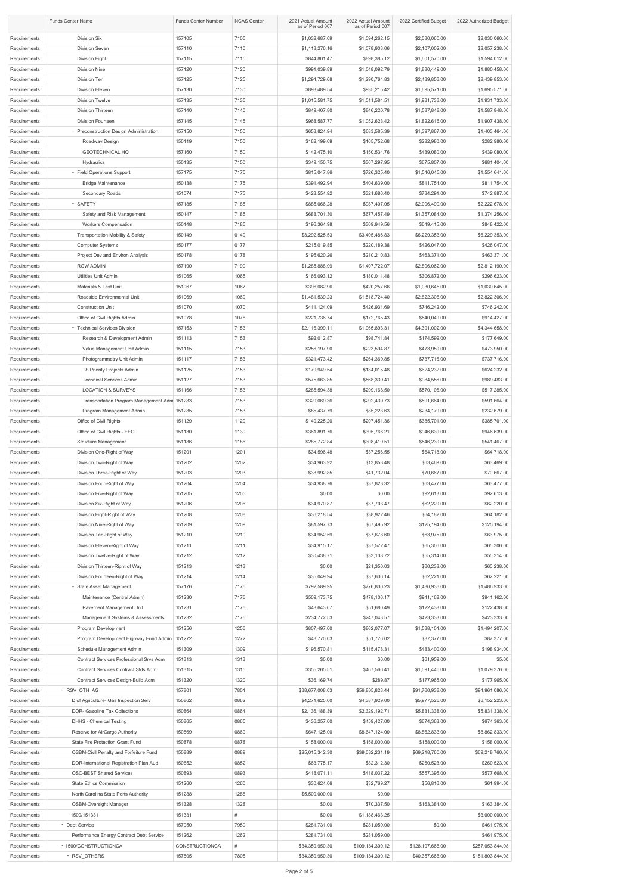| | Funds Center Name | Funds Center Number | NCAS Center | 2021 Actual Amount as of Period 007 | 2022 Actual Amount as of Period 007 | 2022 Certified Budget | 2022 Authorized Budget |
|---|---|---|---|---|---|---|---|
| Requirements | Division Six | 157105 | 7105 | $1,032,687.09 | $1,094,262.15 | $2,030,060.00 | $2,030,060.00 |
| Requirements | Division Seven | 157110 | 7110 | $1,113,276.16 | $1,078,903.06 | $2,107,002.00 | $2,057,238.00 |
| Requirements | Division Eight | 157115 | 7115 | $844,801.47 | $898,385.12 | $1,601,570.00 | $1,594,012.00 |
| Requirements | Division Nine | 157120 | 7120 | $991,039.89 | $1,048,092.79 | $1,880,449.00 | $1,880,458.00 |
| Requirements | Division Ten | 157125 | 7125 | $1,294,729.68 | $1,290,764.83 | $2,439,853.00 | $2,439,853.00 |
| Requirements | Division Eleven | 157130 | 7130 | $893,489.54 | $935,215.42 | $1,695,571.00 | $1,695,571.00 |
| Requirements | Division Twelve | 157135 | 7135 | $1,015,581.75 | $1,011,584.51 | $1,931,733.00 | $1,931,733.00 |
| Requirements | Division Thirteen | 157140 | 7140 | $849,407.80 | $846,220.78 | $1,587,848.00 | $1,587,848.00 |
| Requirements | Division Fourteen | 157145 | 7145 | $968,587.77 | $1,052,623.42 | $1,822,616.00 | $1,907,438.00 |
| Requirements | - Preconstruction Design Administration | 157150 | 7150 | $653,824.94 | $683,585.39 | $1,397,867.00 | $1,403,464.00 |
| Requirements | Roadway Design | 150119 | 7150 | $162,199.09 | $165,752.68 | $282,980.00 | $282,980.00 |
| Requirements | GEOTECHNICAL HQ | 157160 | 7150 | $142,475.10 | $150,534.76 | $439,080.00 | $439,080.00 |
| Requirements | Hydraulics | 150135 | 7150 | $349,150.75 | $367,297.95 | $675,807.00 | $681,404.00 |
| Requirements | - Field Operations Support | 157175 | 7175 | $815,047.86 | $726,325.40 | $1,546,045.00 | $1,554,641.00 |
| Requirements | Bridge Maintenance | 150138 | 7175 | $391,492.94 | $404,639.00 | $811,754.00 | $811,754.00 |
| Requirements | Secondary Roads | 151074 | 7175 | $423,554.92 | $321,686.40 | $734,291.00 | $742,887.00 |
| Requirements | - SAFETY | 157185 | 7185 | $885,066.28 | $987,407.05 | $2,006,499.00 | $2,222,678.00 |
| Requirements | Safety and Risk Management | 150147 | 7185 | $688,701.30 | $677,457.49 | $1,357,084.00 | $1,374,256.00 |
| Requirements | Workers Compensation | 150148 | 7185 | $196,364.98 | $309,949.56 | $649,415.00 | $848,422.00 |
| Requirements | Transportation Mobility & Safety | 150149 | 0149 | $3,292,525.53 | $3,405,486.83 | $6,229,353.00 | $6,229,353.00 |
| Requirements | Computer Systems | 150177 | 0177 | $215,019.85 | $220,189.38 | $426,047.00 | $426,047.00 |
| Requirements | Project Dev and Environ Analysis | 150178 | 0178 | $195,620.26 | $210,210.83 | $463,371.00 | $463,371.00 |
| Requirements | ROW ADMIN | 157190 | 7190 | $1,285,888.99 | $1,407,722.07 | $2,806,062.00 | $2,812,190.00 |
| Requirements | Utilities Unit Admin | 151065 | 1065 | $166,093.12 | $180,011.48 | $306,872.00 | $296,623.00 |
| Requirements | Materials & Test Unit | 151067 | 1067 | $396,082.96 | $420,257.66 | $1,030,645.00 | $1,030,645.00 |
| Requirements | Roadside Environmental Unit | 151069 | 1069 | $1,481,539.23 | $1,518,724.40 | $2,822,306.00 | $2,822,306.00 |
| Requirements | Construction Unit | 151070 | 1070 | $411,124.09 | $426,931.69 | $746,242.00 | $746,242.00 |
| Requirements | Office of Civil Rights Admin | 151078 | 1078 | $221,736.74 | $172,765.43 | $540,049.00 | $914,427.00 |
| Requirements | - Technical Services Division | 157153 | 7153 | $2,116,399.11 | $1,965,893.31 | $4,391,002.00 | $4,344,658.00 |
| Requirements | Research & Development Admin | 151113 | 7153 | $92,012.87 | $98,741.84 | $174,599.00 | $177,649.00 |
| Requirements | Value Management Unit Admin | 151115 | 7153 | $256,197.90 | $223,594.87 | $473,950.00 | $473,950.00 |
| Requirements | Photogrammetry Unit Admin | 151117 | 7153 | $321,473.42 | $264,369.85 | $737,716.00 | $737,716.00 |
| Requirements | TS Priority Projects Admin | 151125 | 7153 | $179,949.54 | $134,015.48 | $624,232.00 | $624,232.00 |
| Requirements | Technical Services Admin | 151127 | 7153 | $575,663.85 | $568,339.41 | $984,556.00 | $989,483.00 |
| Requirements | LOCATION & SURVEYS | 151166 | 7153 | $285,594.38 | $299,168.50 | $570,106.00 | $517,285.00 |
| Requirements | Transportation Program Management Adm | 151283 | 7153 | $320,069.36 | $292,439.73 | $591,664.00 | $591,664.00 |
| Requirements | Program Management Admin | 151285 | 7153 | $85,437.79 | $85,223.63 | $234,179.00 | $232,679.00 |
| Requirements | Office of Civil Rights | 151129 | 1129 | $149,225.20 | $207,451.36 | $385,701.00 | $385,701.00 |
| Requirements | Office of Civil Rights - EEO | 151130 | 1130 | $361,891.76 | $395,766.21 | $946,639.00 | $946,639.00 |
| Requirements | Structure Management | 151186 | 1186 | $285,772.84 | $308,419.51 | $546,230.00 | $541,467.00 |
| Requirements | Division One-Right of Way | 151201 | 1201 | $34,596.48 | $37,256.55 | $64,718.00 | $64,718.00 |
| Requirements | Division Two-Right of Way | 151202 | 1202 | $34,963.92 | $13,853.48 | $63,469.00 | $63,469.00 |
| Requirements | Division Three-Right of Way | 151203 | 1203 | $38,992.85 | $41,732.04 | $70,667.00 | $70,667.00 |
| Requirements | Division Four-Right of Way | 151204 | 1204 | $34,938.76 | $37,823.32 | $63,477.00 | $63,477.00 |
| Requirements | Division Five-Right of Way | 151205 | 1205 | $0.00 | $0.00 | $92,613.00 | $92,613.00 |
| Requirements | Division Six-Right of Way | 151206 | 1206 | $34,970.87 | $37,703.47 | $62,220.00 | $62,220.00 |
| Requirements | Division Eight-Right of Way | 151208 | 1208 | $36,218.54 | $38,922.46 | $64,182.00 | $64,182.00 |
| Requirements | Division Nine-Right of Way | 151209 | 1209 | $81,597.73 | $67,495.92 | $125,194.00 | $125,194.00 |
| Requirements | Division Ten-Right of Way | 151210 | 1210 | $34,952.59 | $37,678.60 | $63,975.00 | $63,975.00 |
| Requirements | Division Eleven-Right of Way | 151211 | 1211 | $34,915.17 | $37,572.47 | $65,306.00 | $65,306.00 |
| Requirements | Division Twelve-Right of Way | 151212 | 1212 | $30,438.71 | $33,138.72 | $55,314.00 | $55,314.00 |
| Requirements | Division Thirteen-Right of Way | 151213 | 1213 | $0.00 | $21,350.03 | $60,238.00 | $60,238.00 |
| Requirements | Division Fourteen-Right of Way | 151214 | 1214 | $35,049.94 | $37,636.14 | $62,221.00 | $62,221.00 |
| Requirements | - State Asset Management | 157176 | 7176 | $792,589.95 | $776,830.23 | $1,486,933.00 | $1,486,933.00 |
| Requirements | Maintenance (Central Admin) | 151230 | 7176 | $509,173.75 | $478,106.17 | $941,162.00 | $941,162.00 |
| Requirements | Pavement Management Unit | 151231 | 7176 | $48,643.67 | $51,680.49 | $122,438.00 | $122,438.00 |
| Requirements | Management Systems & Assessments | 151232 | 7176 | $234,772.53 | $247,043.57 | $423,333.00 | $423,333.00 |
| Requirements | Program Development | 151256 | 1256 | $807,497.00 | $862,077.07 | $1,538,101.00 | $1,494,207.00 |
| Requirements | Program Development Highway Fund Admin | 151272 | 1272 | $48,770.03 | $51,776.02 | $87,377.00 | $87,377.00 |
| Requirements | Schedule Management Admin | 151309 | 1309 | $196,570.81 | $115,478.31 | $483,400.00 | $198,934.00 |
| Requirements | Contract Services Professional Srvs Adm | 151313 | 1313 | $0.00 | $0.00 | $61,959.00 | $5.00 |
| Requirements | Contract Services Contract Stds Adm | 151315 | 1315 | $355,265.51 | $487,566.41 | $1,091,446.00 | $1,079,376.00 |
| Requirements | Contract Services Design-Build Adm | 151320 | 1320 | $36,169.74 | $289.87 | $177,965.00 | $177,965.00 |
| Requirements | - RSV_OTH_AG | 157801 | 7801 | $38,677,008.03 | $56,805,823.44 | $91,760,938.00 | $94,961,086.00 |
| Requirements | D of Agriculture- Gas Inspection Serv | 150862 | 0862 | $4,271,625.00 | $4,387,929.00 | $5,977,526.00 | $6,152,223.00 |
| Requirements | DOR- Gasoline Tax Collections | 150864 | 0864 | $2,136,188.39 | $2,329,192.71 | $5,831,338.00 | $5,831,338.00 |
| Requirements | DHHS - Chemical Testing | 150865 | 0865 | $436,257.00 | $459,427.00 | $674,363.00 | $674,363.00 |
| Requirements | Reserve for AirCargo Authority | 150869 | 0869 | $647,125.00 | $8,647,124.00 | $8,862,833.00 | $8,862,833.00 |
| Requirements | State Fire Protection Grant Fund | 150878 | 0878 | $158,000.00 | $158,000.00 | $158,000.00 | $158,000.00 |
| Requirements | OSBM-Civil Penalty and Forfeiture Fund | 150889 | 0889 | $25,015,342.30 | $39,032,231.19 | $69,218,760.00 | $69,218,760.00 |
| Requirements | DOR-International Registration Plan Aud | 150852 | 0852 | $63,775.17 | $82,312.30 | $260,523.00 | $260,523.00 |
| Requirements | OSC-BEST Shared Services | 150893 | 0893 | $418,071.11 | $418,037.22 | $557,395.00 | $577,668.00 |
| Requirements | State Ethics Commission | 151260 | 1260 | $30,624.06 | $32,769.27 | $56,816.00 | $61,994.00 |
| Requirements | North Carolina State Ports Authority | 151288 | 1288 | $5,500,000.00 | $0.00 | | |
| Requirements | OSBM-Oversight Manager | 151328 | 1328 | $0.00 | $70,337.50 | $163,384.00 | $163,384.00 |
| Requirements | 1500/151331 | 151331 | # | $0.00 | $1,188,463.25 | | $3,000,000.00 |
| Requirements | - Debt Service | 157950 | 7950 | $281,731.00 | $281,059.00 | $0.00 | $461,975.00 |
| Requirements | Performance Energy Contract Debt Service | 151262 | 1262 | $281,731.00 | $281,059.00 | | $461,975.00 |
| Requirements | - 1500/CONSTRUCTIONCA | CONSTRUCTIONCA | # | $34,350,950.30 | $109,184,300.12 | $128,197,666.00 | $257,053,844.08 |
| Requirements | - RSV_OTHERS | 157805 | 7805 | $34,350,950.30 | $109,184,300.12 | $40,357,666.00 | $151,803,844.08 |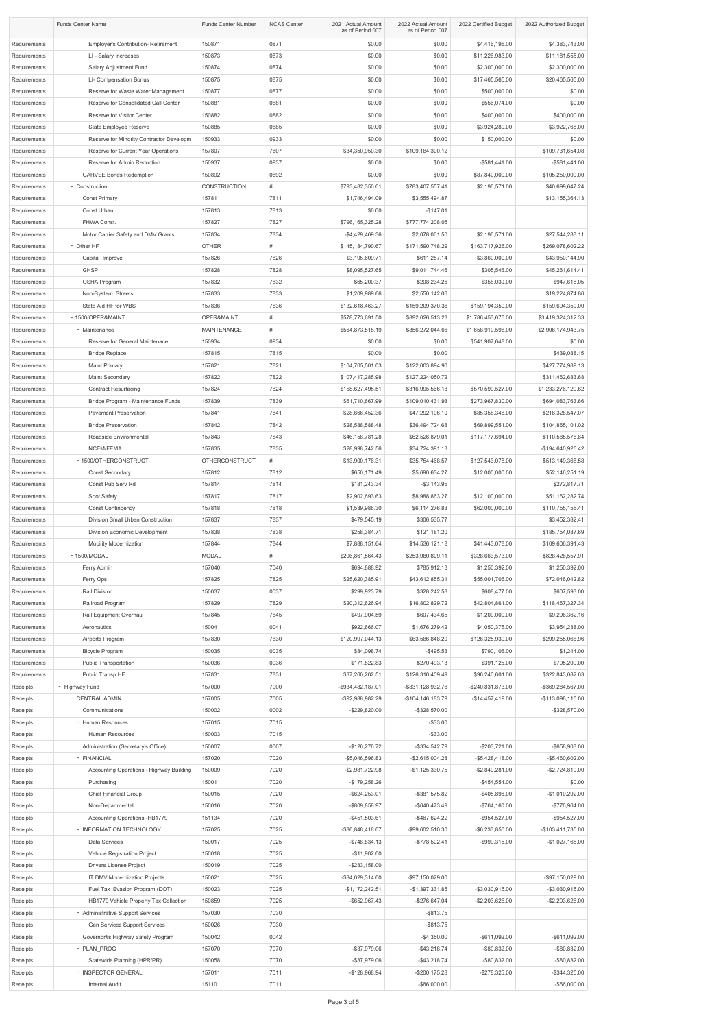| | Funds Center Name | Funds Center Number | NCAS Center | 2021 Actual Amount as of Period 007 | 2022 Actual Amount as of Period 007 | 2022 Certified Budget | 2022 Authorized Budget |
|---|---|---|---|---|---|---|---|
| Requirements | Employer's Contribution- Retirement | 150871 | 0871 | $0.00 | $0.00 | $4,416,196.00 | $4,383,743.00 |
| Requirements | LI - Salary Increases | 150873 | 0873 | $0.00 | $0.00 | $11,226,983.00 | $11,181,555.00 |
| Requirements | Salary Adjustment Fund | 150874 | 0874 | $0.00 | $0.00 | $2,300,000.00 | $2,300,000.00 |
| Requirements | LI- Compensation Bonus | 150875 | 0875 | $0.00 | $0.00 | $17,465,565.00 | $20,465,565.00 |
| Requirements | Reserve for Waste Water Management | 150877 | 0877 | $0.00 | $0.00 | $500,000.00 | $0.00 |
| Requirements | Reserve for Consolidated Call Center | 150881 | 0881 | $0.00 | $0.00 | $556,074.00 | $0.00 |
| Requirements | Reserve for Visitor Center | 150882 | 0882 | $0.00 | $0.00 | $400,000.00 | $400,000.00 |
| Requirements | State Employee Reserve | 150885 | 0885 | $0.00 | $0.00 | $3,924,289.00 | $3,922,768.00 |
| Requirements | Reserve for Minority Contractor Developm | 150933 | 0933 | $0.00 | $0.00 | $150,000.00 | $0.00 |
| Requirements | Reserve for Current Year Operations | 157807 | 7807 | $34,350,950.30 | $109,184,300.12 | | $109,731,654.08 |
| Requirements | Reserve for Admin Reduction | 150937 | 0937 | $0.00 | $0.00 | -$581,441.00 | -$581,441.00 |
| Requirements | GARVEE Bonds Redemption | 150892 | 0892 | $0.00 | $0.00 | $87,840,000.00 | $105,250,000.00 |
| Requirements | - Construction | CONSTRUCTION | # | $793,482,350.01 | $783,407,557.41 | $2,196,571.00 | $40,699,647.24 |
| Requirements | Const Primary | 157811 | 7811 | $1,746,494.09 | $3,555,494.87 | | $13,155,364.13 |
| Requirements | Const Urban | 157813 | 7813 | $0.00 | -$147.01 | | |
| Requirements | FHWA Const. | 157827 | 7827 | $796,165,325.28 | $777,774,208.05 | | |
| Requirements | Motor Carrier Safety and DMV Grants | 157834 | 7834 | -$4,429,469.36 | $2,078,001.50 | $2,196,571.00 | $27,544,283.11 |
| Requirements | - Other HF | OTHER | # | $145,184,790.67 | $171,590,748.29 | $163,717,926.00 | $269,078,602.22 |
| Requirements | Capital Improve | 157826 | 7826 | $3,195,609.71 | $611,257.14 | $3,860,000.00 | $43,950,144.90 |
| Requirements | GHSP | 157828 | 7828 | $8,095,527.65 | $9,011,744.46 | $305,546.00 | $45,261,614.41 |
| Requirements | OSHA Program | 157832 | 7832 | $65,200.37 | $208,234.26 | $358,030.00 | $947,618.05 |
| Requirements | Non-System Streets | 157833 | 7833 | $1,209,989.66 | $2,550,142.06 | | $19,224,874.86 |
| Requirements | State Aid HF for WBS | 157836 | 7836 | $132,618,463.27 | $159,209,370.36 | $159,194,350.00 | $159,694,350.00 |
| Requirements | - 1500/OPER&MAINT | OPER&MAINT | # | $578,773,691.50 | $892,026,513.23 | $1,786,453,676.00 | $3,419,324,312.33 |
| Requirements | - Maintenance | MAINTENANCE | # | $564,873,515.19 | $856,272,044.66 | $1,658,910,598.00 | $2,906,174,943.75 |
| Requirements | Reserve for General Maintenace | 150934 | 0934 | $0.00 | $0.00 | $541,907,648.00 | $0.00 |
| Requirements | Bridge Replace | 157815 | 7815 | $0.00 | $0.00 | | $439,088.15 |
| Requirements | Maint Primary | 157821 | 7821 | $104,705,501.03 | $122,003,894.90 | | $427,774,989.13 |
| Requirements | Maint Secondary | 157822 | 7822 | $107,417,285.98 | $127,224,050.72 | | $311,462,683.68 |
| Requirements | Contract Resurfacing | 157824 | 7824 | $158,627,495.51 | $316,995,566.18 | $570,599,527.00 | $1,233,276,120.62 |
| Requirements | Bridge Program - Maintenance Funds | 157839 | 7839 | $61,710,667.99 | $109,010,431.93 | $273,967,830.00 | $694,083,763.66 |
| Requirements | Pavement Preservation | 157841 | 7841 | $28,666,452.36 | $47,292,106.10 | $85,358,348.00 | $218,328,547.07 |
| Requirements | Bridge Preservation | 157842 | 7842 | $28,588,588.48 | $36,494,724.68 | $69,899,551.00 | $104,865,101.02 |
| Requirements | Roadside Environmental | 157843 | 7843 | $46,158,781.28 | $62,526,879.01 | $117,177,694.00 | $110,585,576.84 |
| Requirements | NCEM/FEMA | 157835 | 7835 | $28,998,742.56 | $34,724,391.13 | | -$194,640,926.42 |
| Requirements | - 1500/OTHERCONSTRUCT | OTHERCONSTRUCT | # | $13,900,176.31 | $35,754,468.57 | $127,543,078.00 | $513,149,368.58 |
| Requirements | Const Secondary | 157812 | 7812 | $650,171.49 | $5,690,634.27 | $12,000,000.00 | $52,146,251.19 |
| Requirements | Const Pub Serv Rd | 157814 | 7814 | $181,243.34 | -$3,143.95 | | $272,817.71 |
| Requirements | Spot Safety | 157817 | 7817 | $2,902,693.63 | $8,988,863.27 | $12,100,000.00 | $51,162,282.74 |
| Requirements | Const Contingency | 157818 | 7818 | $1,539,986.30 | $6,114,276.83 | $62,000,000.00 | $110,755,155.41 |
| Requirements | Division Small Urban Construction | 157837 | 7837 | $479,545.19 | $306,535.77 | | $3,452,382.41 |
| Requirements | Division Economic Development | 157838 | 7838 | $258,384.71 | $121,181.20 | | $185,754,087.69 |
| Requirements | Mobility Modernization | 157844 | 7844 | $7,888,151.64 | $14,536,121.18 | $41,443,078.00 | $109,606,391.43 |
| Requirements | - 1500/MODAL | MODAL | # | $206,861,564.43 | $253,980,809.11 | $328,663,573.00 | $828,426,557.91 |
| Requirements | Ferry Admin | 157040 | 7040 | $694,888.92 | $785,912.13 | $1,250,392.00 | $1,250,392.00 |
| Requirements | Ferry Ops | 157825 | 7825 | $25,620,385.91 | $43,612,855.31 | $55,001,706.00 | $72,046,042.82 |
| Requirements | Rail Division | 150037 | 0037 | $299,923.79 | $328,242.58 | $608,477.00 | $607,593.00 |
| Requirements | Railroad Program | 157829 | 7829 | $20,312,626.94 | $16,802,829.72 | $42,804,861.00 | $118,467,327.34 |
| Requirements | Rail Equipment Overhaul | 157845 | 7845 | $497,904.59 | $607,434.65 | $1,200,000.00 | $9,296,362.16 |
| Requirements | Aeronautics | 150041 | 0041 | $922,666.07 | $1,676,279.42 | $4,050,375.00 | $3,954,238.00 |
| Requirements | Airports Program | 157830 | 7830 | $120,997,044.13 | $63,586,848.20 | $126,325,930.00 | $299,255,066.96 |
| Requirements | Bicycle Program | 150035 | 0035 | $84,098.74 | -$495.53 | $790,106.00 | $1,244.00 |
| Requirements | Public Transportation | 150036 | 0036 | $171,822.83 | $270,493.13 | $391,125.00 | $705,209.00 |
| Requirements | Public Transp HF | 157831 | 7831 | $37,260,202.51 | $126,310,409.49 | $96,240,601.00 | $322,843,082.63 |
| Receipts | - Highway Fund | 157000 | 7000 | -$934,482,187.01 | -$831,128,932.76 | -$240,831,873.00 | -$369,284,567.00 |
| Receipts | - CENTRAL ADMIN | 157005 | 7005 | -$92,988,982.29 | -$104,146,183.79 | -$14,457,419.00 | -$113,098,116.00 |
| Receipts | Communications | 150002 | 0002 | -$229,820.00 | -$328,570.00 | | -$328,570.00 |
| Receipts | - Human Resources | 157015 | 7015 | | -$33.00 | | |
| Receipts | Human Resources | 150003 | 7015 | | -$33.00 | | |
| Receipts | Administration (Secretary's Office) | 150007 | 0007 | -$126,276.72 | -$334,542.79 | -$203,721.00 | -$658,903.00 |
| Receipts | - FINANCIAL | 157020 | 7020 | -$5,046,596.83 | -$2,615,004.28 | -$5,428,418.00 | -$5,460,602.00 |
| Receipts | Accounting Operations - Highway Building | 150009 | 7020 | -$2,981,722.98 | -$1,125,330.75 | -$2,849,281.00 | -$2,724,819.00 |
| Receipts | Purchasing | 150011 | 7020 | -$179,258.26 | | -$454,554.00 | $0.00 |
| Receipts | Chief Financial Group | 150015 | 7020 | -$624,253.01 | -$381,575.82 | -$405,896.00 | -$1,010,292.00 |
| Receipts | Non-Departmental | 150016 | 7020 | -$809,858.97 | -$640,473.49 | -$764,160.00 | -$770,964.00 |
| Receipts | Accounting Operations -HB1779 | 151134 | 7020 | -$451,503.61 | -$467,624.22 | -$954,527.00 | -$954,527.00 |
| Receipts | - INFORMATION TECHNOLOGY | 157025 | 7025 | -$86,848,418.07 | -$99,602,510.30 | -$6,233,856.00 | -$103,411,735.00 |
| Receipts | Data Services | 150017 | 7025 | -$748,834.13 | -$778,502.41 | -$999,315.00 | -$1,027,165.00 |
| Receipts | Vehicle Registration Project | 150018 | 7025 | -$11,902.00 | | | |
| Receipts | Drivers License Project | 150019 | 7025 | -$233,158.00 | | | |
| Receipts | IT DMV Modernization Projects | 150021 | 7025 | -$84,029,314.00 | -$97,150,029.00 | | -$97,150,029.00 |
| Receipts | Fuel Tax Evasion Program (DOT) | 150023 | 7025 | -$1,172,242.51 | -$1,397,331.85 | -$3,030,915.00 | -$3,030,915.00 |
| Receipts | HB1779 Vehicle Property Tax Collection | 150859 | 7025 | -$652,967.43 | -$276,647.04 | -$2,203,626.00 | -$2,203,626.00 |
| Receipts | - Administrative Support Services | 157030 | 7030 | | -$813.75 | | |
| Receipts | Gen Services Support Services | 150026 | 7030 | | -$813.75 | | |
| Receipts | Governor#s Highway Safety Program | 150042 | 0042 | | -$4,350.00 | -$611,092.00 | -$611,092.00 |
| Receipts | - PLAN_PROG | 157070 | 7070 | -$37,979.06 | -$43,218.74 | -$80,832.00 | -$80,832.00 |
| Receipts | Statewide Planning (HPR/PR) | 150058 | 7070 | -$37,979.06 | -$43,218.74 | -$80,832.00 | -$80,832.00 |
| Receipts | - INSPECTOR GENERAL | 157011 | 7011 | -$128,968.94 | -$200,175.28 | -$278,325.00 | -$344,325.00 |
| Receipts | Internal Audit | 151101 | 7011 | | -$66,000.00 | | -$66,000.00 |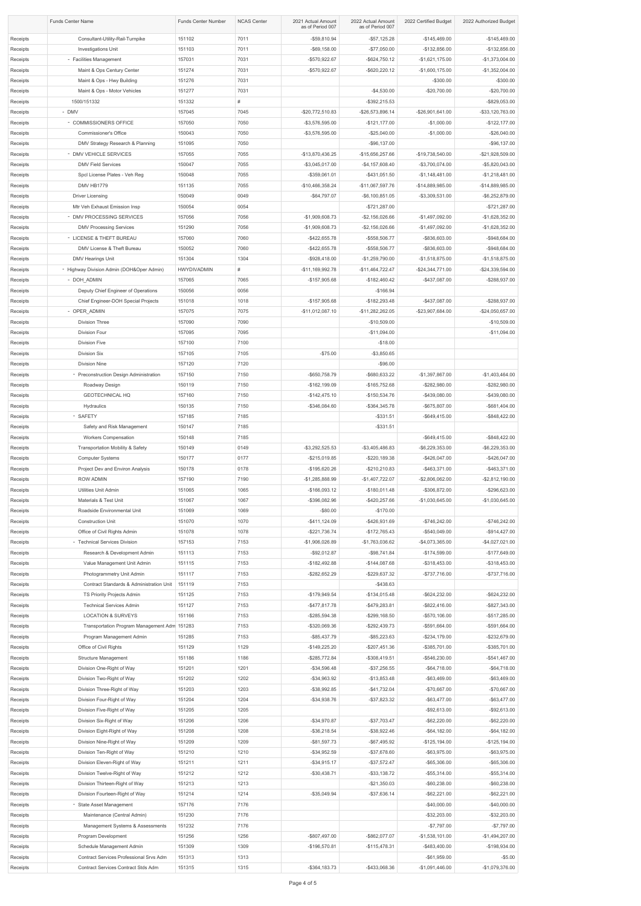| | Funds Center Name | Funds Center Number | NCAS Center | 2021 Actual Amount as of Period 007 | 2022 Actual Amount as of Period 007 | 2022 Certified Budget | 2022 Authorized Budget |
|---|---|---|---|---|---|---|---|
| Receipts | Consultant-Utility-Rail-Turnpike | 151102 | 7011 | -$59,810.94 | -$57,125.28 | -$145,469.00 | -$145,469.00 |
| Receipts | Investigations Unit | 151103 | 7011 | -$69,158.00 | -$77,050.00 | -$132,856.00 | -$132,856.00 |
| Receipts | - Facilities Management | 157031 | 7031 | -$570,922.67 | -$624,750.12 | -$1,621,175.00 | -$1,373,004.00 |
| Receipts | Maint & Ops Century Center | 151274 | 7031 | -$570,922.67 | -$620,220.12 | -$1,600,175.00 | -$1,352,004.00 |
| Receipts | Maint & Ops - Hwy Building | 151276 | 7031 | | | -$300.00 | -$300.00 |
| Receipts | Maint & Ops - Motor Vehicles | 151277 | 7031 | | -$4,530.00 | -$20,700.00 | -$20,700.00 |
| Receipts | 1500/151332 | 151332 | # | | -$392,215.53 | | -$829,053.00 |
| Receipts | - DMV | 157045 | 7045 | -$20,772,510.83 | -$26,573,896.14 | -$26,901,641.00 | -$33,120,763.00 |
| Receipts | - COMMISSIONERS OFFICE | 157050 | 7050 | -$3,576,595.00 | -$121,177.00 | -$1,000.00 | -$122,177.00 |
| Receipts | Commissioner's Office | 150043 | 7050 | -$3,576,595.00 | -$25,040.00 | -$1,000.00 | -$26,040.00 |
| Receipts | DMV Strategy Research & Planning | 151095 | 7050 | | -$96,137.00 | | -$96,137.00 |
| Receipts | - DMV VEHICLE SERVICES | 157055 | 7055 | -$13,870,436.25 | -$15,656,257.66 | -$19,738,540.00 | -$21,928,509.00 |
| Receipts | DMV Field Services | 150047 | 7055 | -$3,045,017.00 | -$4,157,608.40 | -$3,700,074.00 | -$5,820,043.00 |
| Receipts | Spcl License Plates - Veh Reg | 150048 | 7055 | -$359,061.01 | -$431,051.50 | -$1,148,481.00 | -$1,218,481.00 |
| Receipts | DMV HB1779 | 151135 | 7055 | -$10,466,358.24 | -$11,067,597.76 | -$14,889,985.00 | -$14,889,985.00 |
| Receipts | Driver Licensing | 150049 | 0049 | -$64,797.07 | -$6,100,851.05 | -$3,309,531.00 | -$6,252,879.00 |
| Receipts | Mtr Veh Exhaust Emission Insp | 150054 | 0054 | | -$721,287.00 | | -$721,287.00 |
| Receipts | - DMV PROCESSING SERVICES | 157056 | 7056 | -$1,909,608.73 | -$2,156,026.66 | -$1,497,092.00 | -$1,628,352.00 |
| Receipts | DMV Processing Services | 151290 | 7056 | -$1,909,608.73 | -$2,156,026.66 | -$1,497,092.00 | -$1,628,352.00 |
| Receipts | - LICENSE & THEFT BUREAU | 157060 | 7060 | -$422,655.78 | -$558,506.77 | -$836,603.00 | -$948,684.00 |
| Receipts | DMV License & Theft Bureau | 150052 | 7060 | -$422,655.78 | -$558,506.77 | -$836,603.00 | -$948,684.00 |
| Receipts | DMV Hearings Unit | 151304 | 1304 | -$928,418.00 | -$1,259,790.00 | -$1,518,875.00 | -$1,518,875.00 |
| Receipts | - Highway Division Admin (DOH&Oper Admin) | HWYDIVADMIN | # | -$11,169,992.78 | -$11,464,722.47 | -$24,344,771.00 | -$24,339,594.00 |
| Receipts | - DOH_ADMIN | 157065 | 7065 | -$157,905.68 | -$182,460.42 | -$437,087.00 | -$288,937.00 |
| Receipts | Deputy Chief Engineer of Operations | 150056 | 0056 | | -$166.94 | | |
| Receipts | Chief Engineer-DOH Special Projects | 151018 | 1018 | -$157,905.68 | -$182,293.48 | -$437,087.00 | -$288,937.00 |
| Receipts | - OPER_ADMIN | 157075 | 7075 | -$11,012,087.10 | -$11,282,262.05 | -$23,907,684.00 | -$24,050,657.00 |
| Receipts | Division Three | 157090 | 7090 | | -$10,509.00 | | -$10,509.00 |
| Receipts | Division Four | 157095 | 7095 | | -$11,094.00 | | -$11,094.00 |
| Receipts | Division Five | 157100 | 7100 | | -$18.00 | | |
| Receipts | Division Six | 157105 | 7105 | -$75.00 | -$3,850.65 | | |
| Receipts | Division Nine | 157120 | 7120 | | -$96.00 | | |
| Receipts | - Preconstruction Design Administration | 157150 | 7150 | -$650,758.79 | -$680,633.22 | -$1,397,867.00 | -$1,403,464.00 |
| Receipts | Roadway Design | 150119 | 7150 | -$162,199.09 | -$165,752.68 | -$282,980.00 | -$282,980.00 |
| Receipts | GEOTECHNICAL HQ | 157160 | 7150 | -$142,475.10 | -$150,534.76 | -$439,080.00 | -$439,080.00 |
| Receipts | Hydraulics | 150135 | 7150 | -$346,084.60 | -$364,345.78 | -$675,807.00 | -$681,404.00 |
| Receipts | - SAFETY | 157185 | 7185 | | -$331.51 | -$649,415.00 | -$848,422.00 |
| Receipts | Safety and Risk Management | 150147 | 7185 | | -$331.51 | | |
| Receipts | Workers Compensation | 150148 | 7185 | | | -$649,415.00 | -$848,422.00 |
| Receipts | Transportation Mobility & Safety | 150149 | 0149 | -$3,292,525.53 | -$3,405,486.83 | -$6,229,353.00 | -$6,229,353.00 |
| Receipts | Computer Systems | 150177 | 0177 | -$215,019.85 | -$220,189.38 | -$426,047.00 | -$426,047.00 |
| Receipts | Project Dev and Environ Analysis | 150178 | 0178 | -$195,620.26 | -$210,210.83 | -$463,371.00 | -$463,371.00 |
| Receipts | ROW ADMIN | 157190 | 7190 | -$1,285,888.99 | -$1,407,722.07 | -$2,806,062.00 | -$2,812,190.00 |
| Receipts | Utilities Unit Admin | 151065 | 1065 | -$166,093.12 | -$180,011.48 | -$306,872.00 | -$296,623.00 |
| Receipts | Materials & Test Unit | 151067 | 1067 | -$396,082.96 | -$420,257.66 | -$1,030,645.00 | -$1,030,645.00 |
| Receipts | Roadside Environmental Unit | 151069 | 1069 | -$80.00 | -$170.00 | | |
| Receipts | Construction Unit | 151070 | 1070 | -$411,124.09 | -$426,931.69 | -$746,242.00 | -$746,242.00 |
| Receipts | Office of Civil Rights Admin | 151078 | 1078 | -$221,736.74 | -$172,765.43 | -$540,049.00 | -$914,427.00 |
| Receipts | - Technical Services Division | 157153 | 7153 | -$1,906,026.89 | -$1,763,036.62 | -$4,073,365.00 | -$4,027,021.00 |
| Receipts | Research & Development Admin | 151113 | 7153 | -$92,012.87 | -$98,741.84 | -$174,599.00 | -$177,649.00 |
| Receipts | Value Management Unit Admin | 151115 | 7153 | -$182,492.88 | -$144,087.68 | -$318,453.00 | -$318,453.00 |
| Receipts | Photogrammetry Unit Admin | 151117 | 7153 | -$282,652.29 | -$229,637.32 | -$737,716.00 | -$737,716.00 |
| Receipts | Contract Standards & Administration Unit | 151119 | 7153 | | -$438.63 | | |
| Receipts | TS Priority Projects Admin | 151125 | 7153 | -$179,949.54 | -$134,015.48 | -$624,232.00 | -$624,232.00 |
| Receipts | Technical Services Admin | 151127 | 7153 | -$477,817.78 | -$479,283.81 | -$822,416.00 | -$827,343.00 |
| Receipts | LOCATION & SURVEYS | 151166 | 7153 | -$285,594.38 | -$299,168.50 | -$570,106.00 | -$517,285.00 |
| Receipts | Transportation Program Management Adm | 151283 | 7153 | -$320,069.36 | -$292,439.73 | -$591,664.00 | -$591,664.00 |
| Receipts | Program Management Admin | 151285 | 7153 | -$85,437.79 | -$85,223.63 | -$234,179.00 | -$232,679.00 |
| Receipts | Office of Civil Rights | 151129 | 1129 | -$149,225.20 | -$207,451.36 | -$385,701.00 | -$385,701.00 |
| Receipts | Structure Management | 151186 | 1186 | -$285,772.84 | -$308,419.51 | -$546,230.00 | -$541,467.00 |
| Receipts | Division One-Right of Way | 151201 | 1201 | -$34,596.48 | -$37,256.55 | -$64,718.00 | -$64,718.00 |
| Receipts | Division Two-Right of Way | 151202 | 1202 | -$34,963.92 | -$13,853.48 | -$63,469.00 | -$63,469.00 |
| Receipts | Division Three-Right of Way | 151203 | 1203 | -$38,992.85 | -$41,732.04 | -$70,667.00 | -$70,667.00 |
| Receipts | Division Four-Right of Way | 151204 | 1204 | -$34,938.76 | -$37,823.32 | -$63,477.00 | -$63,477.00 |
| Receipts | Division Five-Right of Way | 151205 | 1205 | | | -$92,613.00 | -$92,613.00 |
| Receipts | Division Six-Right of Way | 151206 | 1206 | -$34,970.87 | -$37,703.47 | -$62,220.00 | -$62,220.00 |
| Receipts | Division Eight-Right of Way | 151208 | 1208 | -$36,218.54 | -$38,922.46 | -$64,182.00 | -$64,182.00 |
| Receipts | Division Nine-Right of Way | 151209 | 1209 | -$81,597.73 | -$67,495.92 | -$125,194.00 | -$125,194.00 |
| Receipts | Division Ten-Right of Way | 151210 | 1210 | -$34,952.59 | -$37,678.60 | -$63,975.00 | -$63,975.00 |
| Receipts | Division Eleven-Right of Way | 151211 | 1211 | -$34,915.17 | -$37,572.47 | -$65,306.00 | -$65,306.00 |
| Receipts | Division Twelve-Right of Way | 151212 | 1212 | -$30,438.71 | -$33,138.72 | -$55,314.00 | -$55,314.00 |
| Receipts | Division Thirteen-Right of Way | 151213 | 1213 | | -$21,350.03 | -$60,238.00 | -$60,238.00 |
| Receipts | Division Fourteen-Right of Way | 151214 | 1214 | -$35,049.94 | -$37,636.14 | -$62,221.00 | -$62,221.00 |
| Receipts | - State Asset Management | 157176 | 7176 | | | -$40,000.00 | -$40,000.00 |
| Receipts | Maintenance (Central Admin) | 151230 | 7176 | | | -$32,203.00 | -$32,203.00 |
| Receipts | Management Systems & Assessments | 151232 | 7176 | | | -$7,797.00 | -$7,797.00 |
| Receipts | Program Development | 151256 | 1256 | -$807,497.00 | -$862,077.07 | -$1,538,101.00 | -$1,494,207.00 |
| Receipts | Schedule Management Admin | 151309 | 1309 | -$196,570.81 | -$115,478.31 | -$483,400.00 | -$198,934.00 |
| Receipts | Contract Services Professional Srvs Adm | 151313 | 1313 | | | -$61,959.00 | -$5.00 |
| Receipts | Contract Services Contract Stds Adm | 151315 | 1315 | -$364,183.73 | -$433,068.36 | -$1,091,446.00 | -$1,079,376.00 |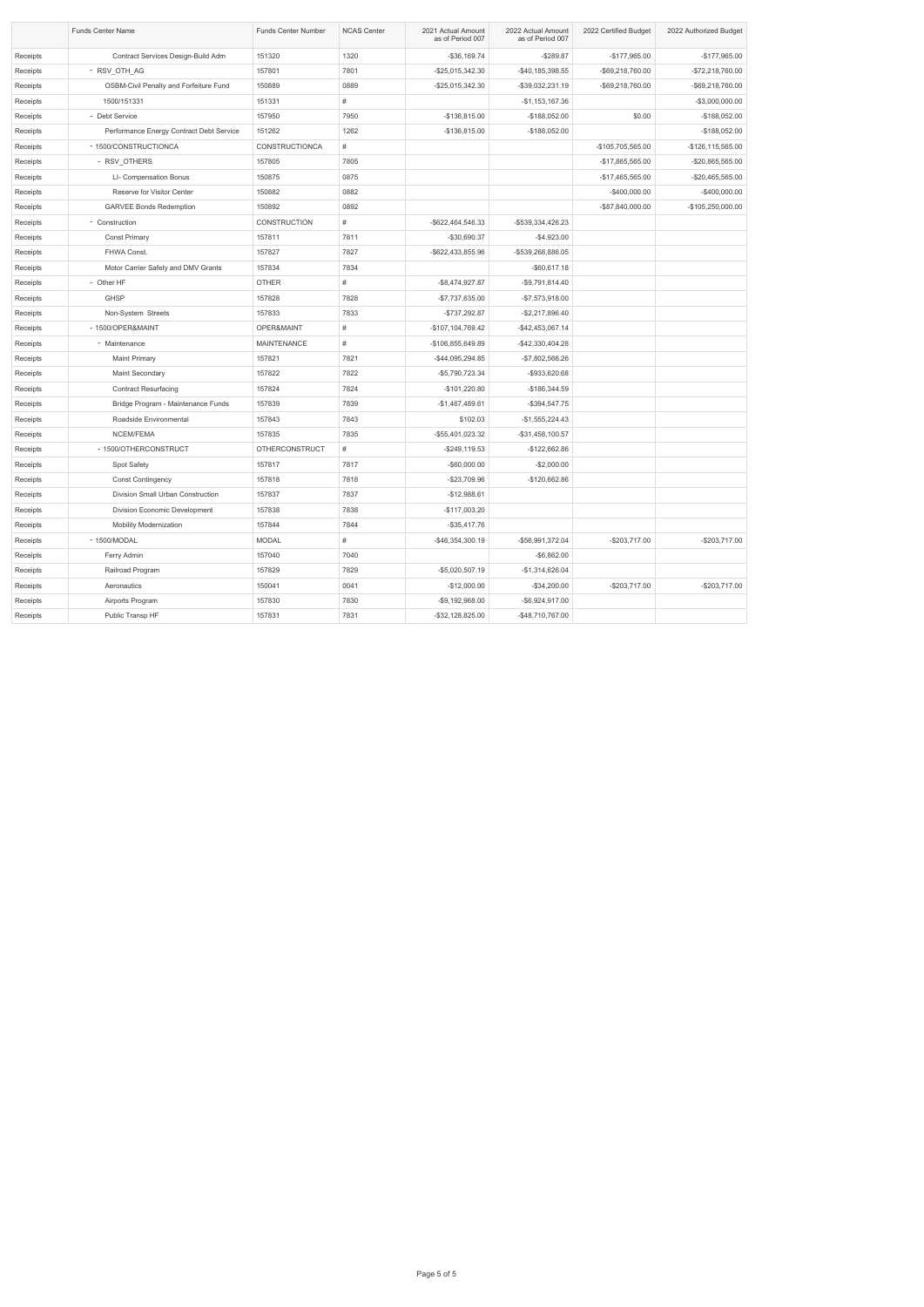| | Funds Center Name | Funds Center Number | NCAS Center | 2021 Actual Amount as of Period 007 | 2022 Actual Amount as of Period 007 | 2022 Certified Budget | 2022 Authorized Budget |
|---|---|---|---|---|---|---|---|
| Receipts | Contract Services Design-Build Adm | 151320 | 1320 | -$36,169.74 | -$289.87 | -$177,965.00 | -$177,965.00 |
| Receipts | - RSV_OTH_AG | 157801 | 7801 | -$25,015,342.30 | -$40,185,398.55 | -$69,218,760.00 | -$72,218,760.00 |
| Receipts | OSBM-Civil Penalty and Forfeiture Fund | 150889 | 0889 | -$25,015,342.30 | -$39,032,231.19 | -$69,218,760.00 | -$69,218,760.00 |
| Receipts | 1500/151331 | 151331 | # | | -$1,153,167.36 | | -$3,000,000.00 |
| Receipts | - Debt Service | 157950 | 7950 | -$136,815.00 | -$188,052.00 | $0.00 | -$188,052.00 |
| Receipts | Performance Energy Contract Debt Service | 151262 | 1262 | -$136,815.00 | -$188,052.00 | | -$188,052.00 |
| Receipts | - 1500/CONSTRUCTIONCA | CONSTRUCTIONCA | # | | | -$105,705,565.00 | -$126,115,565.00 |
| Receipts | - RSV_OTHERS | 157805 | 7805 | | | -$17,865,565.00 | -$20,865,565.00 |
| Receipts | LI- Compensation Bonus | 150875 | 0875 | | | -$17,465,565.00 | -$20,465,565.00 |
| Receipts | Reserve for Visitor Center | 150882 | 0882 | | | -$400,000.00 | -$400,000.00 |
| Receipts | GARVEE Bonds Redemption | 150892 | 0892 | | | -$87,840,000.00 | -$105,250,000.00 |
| Receipts | - Construction | CONSTRUCTION | # | -$622,464,546.33 | -$539,334,426.23 | | |
| Receipts | Const Primary | 157811 | 7811 | -$30,690.37 | -$4,923.00 | | |
| Receipts | FHWA Const. | 157827 | 7827 | -$622,433,855.96 | -$539,268,886.05 | | |
| Receipts | Motor Carrier Safety and DMV Grants | 157834 | 7834 | | -$60,617.18 | | |
| Receipts | - Other HF | OTHER | # | -$8,474,927.87 | -$9,791,814.40 | | |
| Receipts | GHSP | 157828 | 7828 | -$7,737,635.00 | -$7,573,918.00 | | |
| Receipts | Non-System Streets | 157833 | 7833 | -$737,292.87 | -$2,217,896.40 | | |
| Receipts | - 1500/OPER&MAINT | OPER&MAINT | # | -$107,104,769.42 | -$42,453,067.14 | | |
| Receipts | - Maintenance | MAINTENANCE | # | -$106,855,649.89 | -$42,330,404.28 | | |
| Receipts | Maint Primary | 157821 | 7821 | -$44,095,294.85 | -$7,802,566.26 | | |
| Receipts | Maint Secondary | 157822 | 7822 | -$5,790,723.34 | -$933,620.68 | | |
| Receipts | Contract Resurfacing | 157824 | 7824 | -$101,220.80 | -$186,344.59 | | |
| Receipts | Bridge Program - Maintenance Funds | 157839 | 7839 | -$1,467,489.61 | -$394,547.75 | | |
| Receipts | Roadside Environmental | 157843 | 7843 | $102.03 | -$1,555,224.43 | | |
| Receipts | NCEM/FEMA | 157835 | 7835 | -$55,401,023.32 | -$31,458,100.57 | | |
| Receipts | - 1500/OTHERCONSTRUCT | OTHERCONSTRUCT | # | -$249,119.53 | -$122,662.86 | | |
| Receipts | Spot Safety | 157817 | 7817 | -$60,000.00 | -$2,000.00 | | |
| Receipts | Const Contingency | 157818 | 7818 | -$23,709.96 | -$120,662.86 | | |
| Receipts | Division Small Urban Construction | 157837 | 7837 | -$12,988.61 | | | |
| Receipts | Division Economic Development | 157838 | 7838 | -$117,003.20 | | | |
| Receipts | Mobility Modernization | 157844 | 7844 | -$35,417.76 | | | |
| Receipts | - 1500/MODAL | MODAL | # | -$46,354,300.19 | -$56,991,372.04 | -$203,717.00 | -$203,717.00 |
| Receipts | Ferry Admin | 157040 | 7040 | | -$6,862.00 | | |
| Receipts | Railroad Program | 157829 | 7829 | -$5,020,507.19 | -$1,314,626.04 | | |
| Receipts | Aeronautics | 150041 | 0041 | -$12,000.00 | -$34,200.00 | -$203,717.00 | -$203,717.00 |
| Receipts | Airports Program | 157830 | 7830 | -$9,192,968.00 | -$6,924,917.00 | | |
| Receipts | Public Transp HF | 157831 | 7831 | -$32,128,825.00 | -$48,710,767.00 | | |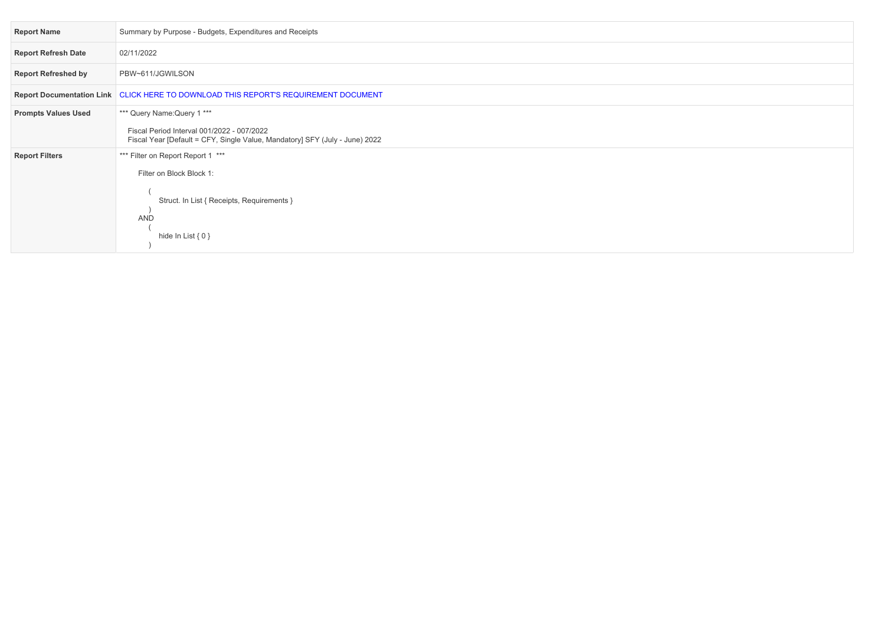| | |
|---|---|
| **Report Name** | Summary by Purpose - Budgets, Expenditures and Receipts |
| **Report Refresh Date** | 02/11/2022 |
| **Report Refreshed by** | PBW~611/JGWILSON |
| **Report Documentation Link** | CLICK HERE TO DOWNLOAD THIS REPORT'S REQUIREMENT DOCUMENT |
| **Prompts Values Used** | *** Query Name:Query 1 ***<br><br>Fiscal Period Interval 001/2022 - 007/2022<br>Fiscal Year [Default = CFY, Single Value, Mandatory] SFY (July - June) 2022 |
| **Report Filters** | *** Filter on Report Report 1 ***<br><br>Filter on Block Block 1:<br><br>(<br>Struct. In List { Receipts, Requirements }<br>)<br>AND<br>(<br>hide In List { 0 }<br>) |